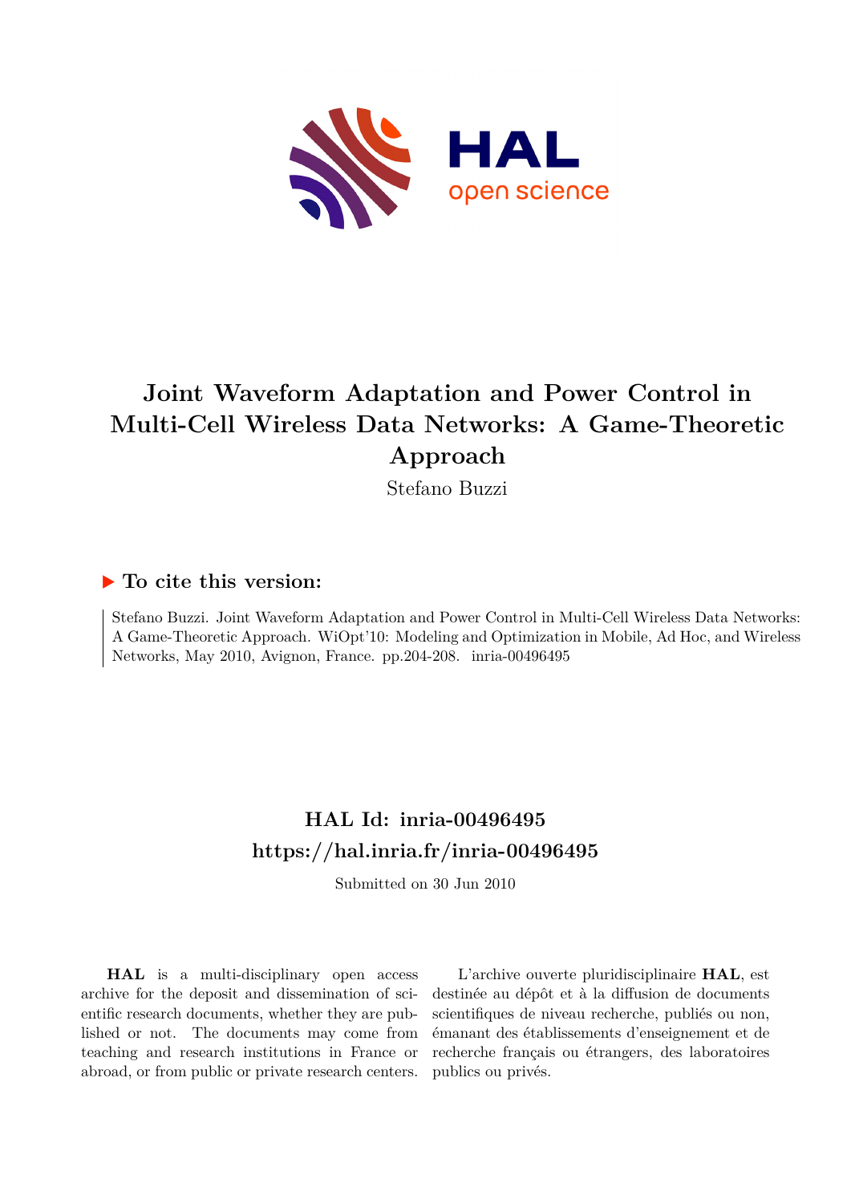# Joint Waveform Adaptation and Power Control in Multi-Cell Wireless Data Networks: A Game-Theoretic Approach

Stefano Buzzi

## ▶ To cite this version:

Stefano Buzzi. Joint Waveform Adaptation and Power Control in Multi-Cell Wireless Data Networks: A Game-Theoretic Approach. WiOpt'10: Modeling and Optimization in Mobile, Ad Hoc, and Wireless Networks, May 2010, Avignon, France. pp.204-208. inria-00496495

## HAL Id: inria-00496495
## https://hal.inria.fr/inria-00496495

Submitted on 30 Jun 2010

**HAL** is a multi-disciplinary open access archive for the deposit and dissemination of scientific research documents, whether they are published or not. The documents may come from teaching and research institutions in France or abroad, or from public or private research centers.

L'archive ouverte pluridisciplinaire **HAL**, est destinée au dépôt et à la diffusion de documents scientifiques de niveau recherche, publiés ou non, émanant des établissements d'enseignement et de recherche français ou étrangers, des laboratoires publics ou privés.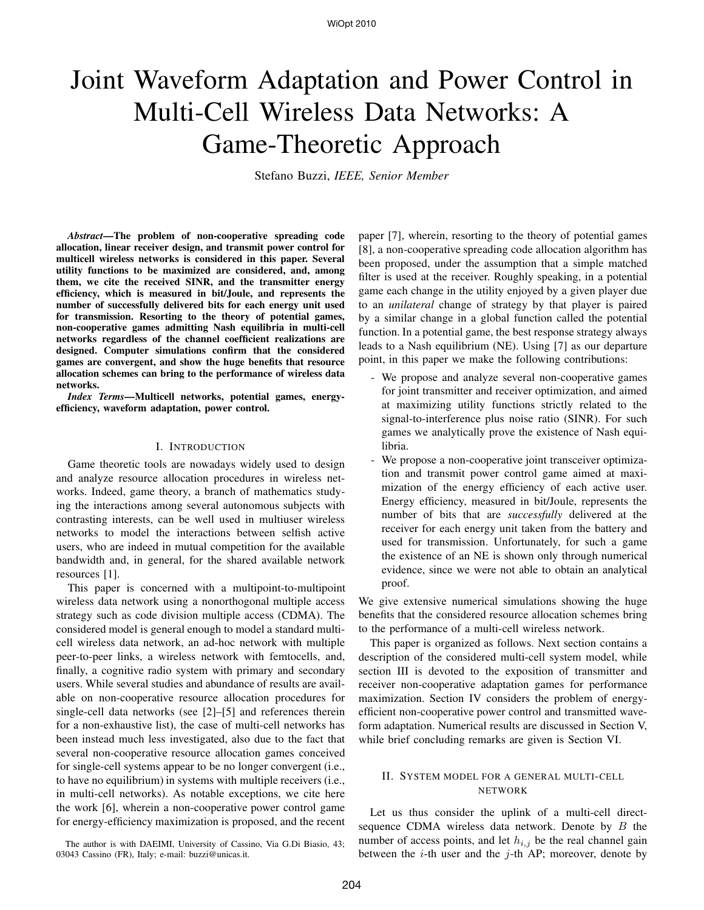# Joint Waveform Adaptation and Power Control in Multi-Cell Wireless Data Networks: A Game-Theoretic Approach

Stefano Buzzi, *IEEE, Senior Member*

***Abstract*—The problem of non-cooperative spreading code allocation, linear receiver design, and transmit power control for multicell wireless networks is considered in this paper. Several utility functions to be maximized are considered, and, among them, we cite the received SINR, and the transmitter energy efficiency, which is measured in bit/Joule, and represents the number of successfully delivered bits for each energy unit used for transmission. Resorting to the theory of potential games, non-cooperative games admitting Nash equilibria in multi-cell networks regardless of the channel coefficient realizations are designed. Computer simulations confirm that the considered games are convergent, and show the huge benefits that resource allocation schemes can bring to the performance of wireless data networks.**

***Index Terms*—Multicell networks, potential games, energy-efficiency, waveform adaptation, power control.**

## I. Introduction

Game theoretic tools are nowadays widely used to design and analyze resource allocation procedures in wireless networks. Indeed, game theory, a branch of mathematics studying the interactions among several autonomous subjects with contrasting interests, can be well used in multiuser wireless networks to model the interactions between selfish active users, who are indeed in mutual competition for the available bandwidth and, in general, for the shared available network resources [1].

This paper is concerned with a multipoint-to-multipoint wireless data network using a nonorthogonal multiple access strategy such as code division multiple access (CDMA). The considered model is general enough to model a standard multi-cell wireless data network, an ad-hoc network with multiple peer-to-peer links, a wireless network with femtocells, and, finally, a cognitive radio system with primary and secondary users. While several studies and abundance of results are available on non-cooperative resource allocation procedures for single-cell data networks (see [2]–[5] and references therein for a non-exhaustive list), the case of multi-cell networks has been instead much less investigated, also due to the fact that several non-cooperative resource allocation games conceived for single-cell systems appear to be no longer convergent (i.e., to have no equilibrium) in systems with multiple receivers (i.e., in multi-cell networks). As notable exceptions, we cite here the work [6], wherein a non-cooperative power control game for energy-efficiency maximization is proposed, and the recent paper [7], wherein, resorting to the theory of potential games [8], a non-cooperative spreading code allocation algorithm has been proposed, under the assumption that a simple matched filter is used at the receiver. Roughly speaking, in a potential game each change in the utility enjoyed by a given player due to an *unilateral* change of strategy by that player is paired by a similar change in a global function called the potential function. In a potential game, the best response strategy always leads to a Nash equilibrium (NE). Using [7] as our departure point, in this paper we make the following contributions:

- We propose and analyze several non-cooperative games for joint transmitter and receiver optimization, and aimed at maximizing utility functions strictly related to the signal-to-interference plus noise ratio (SINR). For such games we analytically prove the existence of Nash equilibria.
- We propose a non-cooperative joint transceiver optimization and transmit power control game aimed at maximization of the energy efficiency of each active user. Energy efficiency, measured in bit/Joule, represents the number of bits that are *successfully* delivered at the receiver for each energy unit taken from the battery and used for transmission. Unfortunately, for such a game the existence of an NE is shown only through numerical evidence, since we were not able to obtain an analytical proof.

We give extensive numerical simulations showing the huge benefits that the considered resource allocation schemes bring to the performance of a multi-cell wireless network.

This paper is organized as follows. Next section contains a description of the considered multi-cell system model, while section III is devoted to the exposition of transmitter and receiver non-cooperative adaptation games for performance maximization. Section IV considers the problem of energy-efficient non-cooperative power control and transmitted waveform adaptation. Numerical results are discussed in Section V, while brief concluding remarks are given is Section VI.

## II. System model for a general multi-cell network

Let us thus consider the uplink of a multi-cell direct-sequence CDMA wireless data network. Denote by $B$ the number of access points, and let $h_{i,j}$ be the real channel gain between the $i$-th user and the $j$-th AP; moreover, denote by

The author is with DAEIMI, University of Cassino, Via G.Di Biasio, 43; 03043 Cassino (FR), Italy; e-mail: buzzi@unicas.it.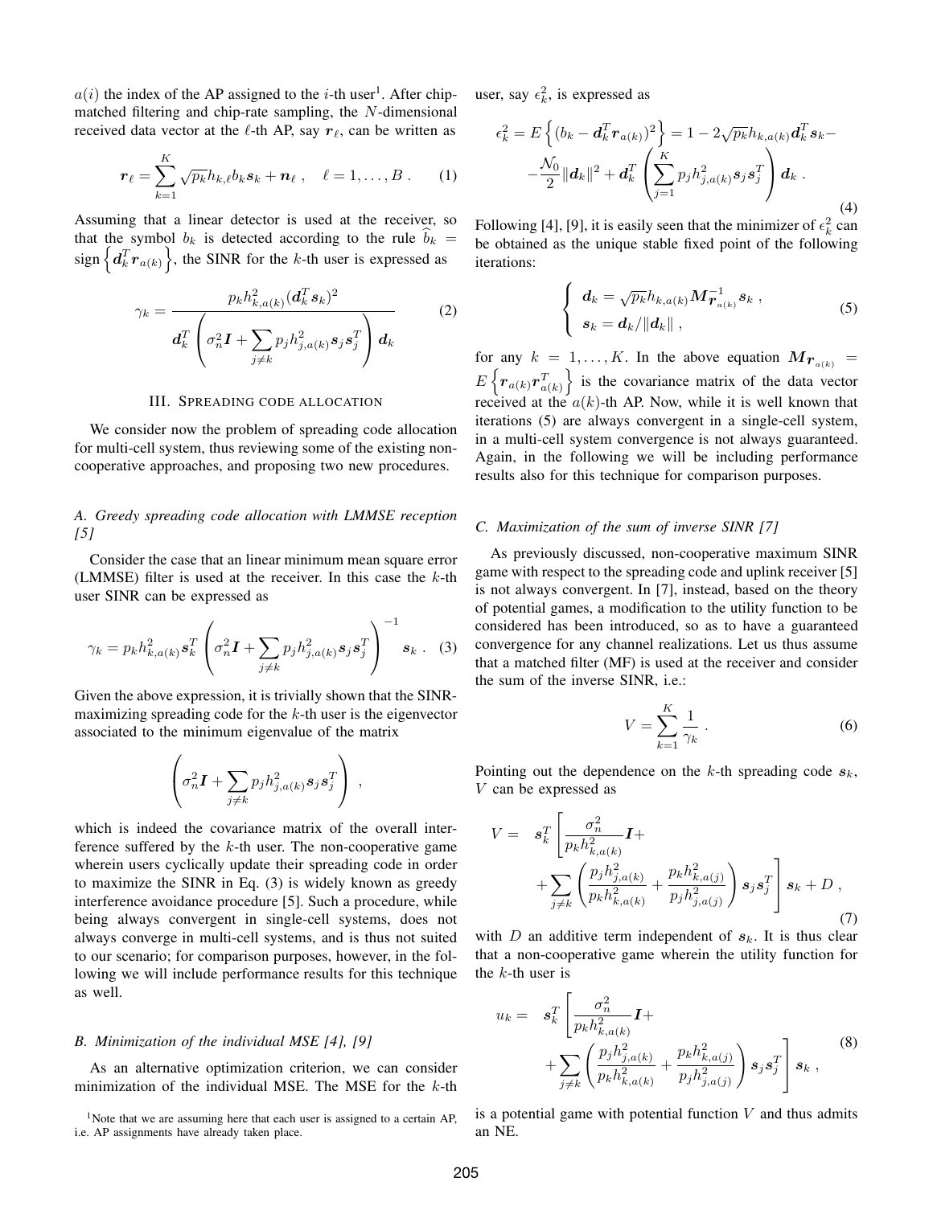$a(i)$ the index of the AP assigned to the $i$-th user[1]. After chip-matched filtering and chip-rate sampling, the $N$-dimensional received data vector at the $\ell$-th AP, say $\boldsymbol{r}_\ell$, can be written as

$$\boldsymbol{r}_\ell = \sum_{k=1}^{K} \sqrt{p_k} h_{k,\ell} b_k \boldsymbol{s}_k + \boldsymbol{n}_\ell \ , \quad \ell = 1, \ldots, B \ . \tag{1}$$

Assuming that a linear detector is used at the receiver, so that the symbol $b_k$ is detected according to the rule $\widehat{b}_k = \text{sign}\left\{\boldsymbol{d}_k^T \boldsymbol{r}_{a(k)}\right\}$, the SINR for the $k$-th user is expressed as

$$\gamma_k = \frac{p_k h_{k,a(k)}^2 (\boldsymbol{d}_k^T \boldsymbol{s}_k)^2}{\boldsymbol{d}_k^T \left(\sigma_n^2 \boldsymbol{I} + \sum_{j \neq k} p_j h_{j,a(k)}^2 \boldsymbol{s}_j \boldsymbol{s}_j^T\right) \boldsymbol{d}_k} \tag{2}$$

## III. Spreading code allocation

We consider now the problem of spreading code allocation for multi-cell system, thus reviewing some of the existing non-cooperative approaches, and proposing two new procedures.

### A. Greedy spreading code allocation with LMMSE reception [5]

Consider the case that an linear minimum mean square error (LMMSE) filter is used at the receiver. In this case the $k$-th user SINR can be expressed as

$$\gamma_k = p_k h_{k,a(k)}^2 \boldsymbol{s}_k^T \left(\sigma_n^2 \boldsymbol{I} + \sum_{j \neq k} p_j h_{j,a(k)}^2 \boldsymbol{s}_j \boldsymbol{s}_j^T\right)^{-1} \boldsymbol{s}_k \ . \tag{3}$$

Given the above expression, it is trivially shown that the SINR-maximizing spreading code for the $k$-th user is the eigenvector associated to the minimum eigenvalue of the matrix

$$\left(\sigma_n^2 \boldsymbol{I} + \sum_{j \neq k} p_j h_{j,a(k)}^2 \boldsymbol{s}_j \boldsymbol{s}_j^T\right) \ ,$$

which is indeed the covariance matrix of the overall interference suffered by the $k$-th user. The non-cooperative game wherein users cyclically update their spreading code in order to maximize the SINR in Eq. (3) is widely known as greedy interference avoidance procedure [5]. Such a procedure, while being always convergent in single-cell systems, does not always converge in multi-cell systems, and is thus not suited to our scenario; for comparison purposes, however, in the following we will include performance results for this technique as well.

### B. Minimization of the individual MSE [4], [9]

As an alternative optimization criterion, we can consider minimization of the individual MSE. The MSE for the $k$-th user, say $\epsilon_k^2$, is expressed as

$$\epsilon_k^2 = E\left\{(b_k - \boldsymbol{d}_k^T \boldsymbol{r}_{a(k)})^2\right\} = 1 - 2\sqrt{p_k} h_{k,a(k)} \boldsymbol{d}_k^T \boldsymbol{s}_k - \\ - \frac{\mathcal{N}_0}{2} \|\boldsymbol{d}_k\|^2 + \boldsymbol{d}_k^T \left(\sum_{j=1}^{K} p_j h_{j,a(k)}^2 \boldsymbol{s}_j \boldsymbol{s}_j^T\right) \boldsymbol{d}_k \ . \tag{4}$$

Following [4], [9], it is easily seen that the minimizer of $\epsilon_k^2$ can be obtained as the unique stable fixed point of the following iterations:

$$\begin{cases} \boldsymbol{d}_k = \sqrt{p_k} h_{k,a(k)} \boldsymbol{M}_{\boldsymbol{r}_{a(k)}}^{-1} \boldsymbol{s}_k \ , \\ \boldsymbol{s}_k = \boldsymbol{d}_k / \|\boldsymbol{d}_k\| \ , \end{cases} \tag{5}$$

for any $k = 1, \ldots, K$. In the above equation $\boldsymbol{M}_{\boldsymbol{r}_{a(k)}} = E\left\{\boldsymbol{r}_{a(k)} \boldsymbol{r}_{a(k)}^T\right\}$ is the covariance matrix of the data vector received at the $a(k)$-th AP. Now, while it is well known that iterations (5) are always convergent in a single-cell system, in a multi-cell system convergence is not always guaranteed. Again, in the following we will be including performance results also for this technique for comparison purposes.

### C. Maximization of the sum of inverse SINR [7]

As previously discussed, non-cooperative maximum SINR game with respect to the spreading code and uplink receiver [5] is not always convergent. In [7], instead, based on the theory of potential games, a modification to the utility function to be considered has been introduced, so as to have a guaranteed convergence for any channel realizations. Let us thus assume that a matched filter (MF) is used at the receiver and consider the sum of the inverse SINR, i.e.:

$$V = \sum_{k=1}^{K} \frac{1}{\gamma_k} \ . \tag{6}$$

Pointing out the dependence on the $k$-th spreading code $\boldsymbol{s}_k$, $V$ can be expressed as

$$V = \boldsymbol{s}_k^T \left[\frac{\sigma_n^2}{p_k h_{k,a(k)}^2} \boldsymbol{I} + \right. \\ \left. + \sum_{j \neq k} \left(\frac{p_j h_{j,a(k)}^2}{p_k h_{k,a(k)}^2} + \frac{p_k h_{k,a(j)}^2}{p_j h_{j,a(j)}^2}\right) \boldsymbol{s}_j \boldsymbol{s}_j^T\right] \boldsymbol{s}_k + D \ , \tag{7}$$

with $D$ an additive term independent of $\boldsymbol{s}_k$. It is thus clear that a non-cooperative game wherein the utility function for the $k$-th user is

$$u_k = \boldsymbol{s}_k^T \left[\frac{\sigma_n^2}{p_k h_{k,a(k)}^2} \boldsymbol{I} + \right. \\ \left. + \sum_{j \neq k} \left(\frac{p_j h_{j,a(k)}^2}{p_k h_{k,a(k)}^2} + \frac{p_k h_{k,a(j)}^2}{p_j h_{j,a(j)}^2}\right) \boldsymbol{s}_j \boldsymbol{s}_j^T\right] \boldsymbol{s}_k \ , \tag{8}$$

is a potential game with potential function $V$ and thus admits an NE.

[1] Note that we are assuming here that each user is assigned to a certain AP, i.e. AP assignments have already taken place.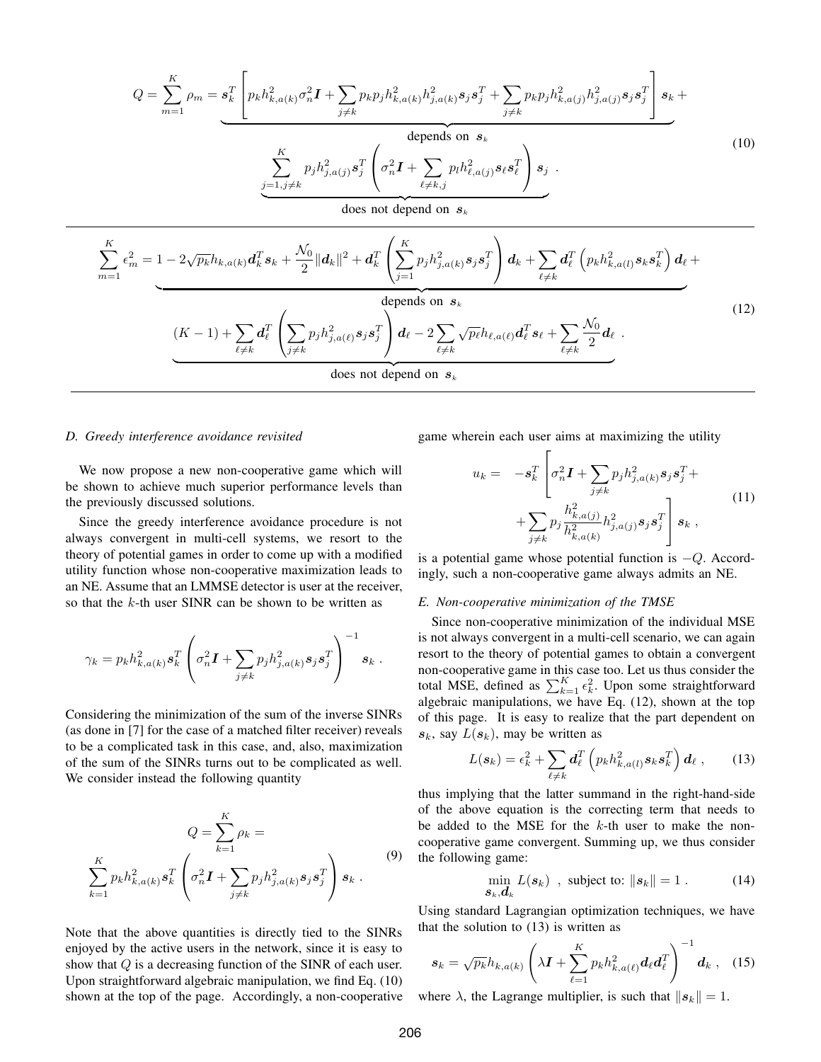$$
Q = \sum_{m=1}^{K} \rho_m = \underbrace{\boldsymbol{s}_k^T \left[ p_k h_{k,a(k)}^2 \sigma_n^2 \boldsymbol{I} + \sum_{j \neq k} p_k p_j h_{k,a(k)}^2 h_{j,a(k)}^2 \boldsymbol{s}_j \boldsymbol{s}_j^T + \sum_{j \neq k} p_k p_j h_{k,a(j)}^2 h_{j,a(j)}^2 \boldsymbol{s}_j \boldsymbol{s}_j^T \right] \boldsymbol{s}_k}_{\text{depends on } \boldsymbol{s}_k} + \underbrace{\sum_{j=1, j \neq k}^{K} p_j h_{j,a(j)}^2 \boldsymbol{s}_j^T \left( \sigma_n^2 \boldsymbol{I} + \sum_{\ell \neq k,j} p_l h_{\ell,a(j)}^2 \boldsymbol{s}_\ell \boldsymbol{s}_\ell^T \right) \boldsymbol{s}_j}_{\text{does not depend on } \boldsymbol{s}_k} . \tag{10}
$$

$$
\sum_{m=1}^{K} \epsilon_m^2 = \underbrace{1 - 2\sqrt{p_k} h_{k,a(k)} \boldsymbol{d}_k^T \boldsymbol{s}_k + \frac{\mathcal{N}_0}{2} \|\boldsymbol{d}_k\|^2 + \boldsymbol{d}_k^T \left( \sum_{j=1}^{K} p_j h_{j,a(k)}^2 \boldsymbol{s}_j \boldsymbol{s}_j^T \right) \boldsymbol{d}_k + \sum_{\ell \neq k} \boldsymbol{d}_\ell^T \left( p_k h_{k,a(l)}^2 \boldsymbol{s}_k \boldsymbol{s}_k^T \right) \boldsymbol{d}_\ell}_{\text{depends on } \boldsymbol{s}_k} + \underbrace{(K-1) + \sum_{\ell \neq k} \boldsymbol{d}_\ell^T \left( \sum_{j \neq k} p_j h_{j,a(\ell)}^2 \boldsymbol{s}_j \boldsymbol{s}_j^T \right) \boldsymbol{d}_\ell - 2 \sum_{\ell \neq k} \sqrt{p_\ell} h_{\ell,a(\ell)} \boldsymbol{d}_\ell^T \boldsymbol{s}_\ell + \sum_{\ell \neq k} \frac{\mathcal{N}_0}{2} \boldsymbol{d}_\ell}_{\text{does not depend on } \boldsymbol{s}_k} . \tag{12}
$$

### D. Greedy interference avoidance revisited

We now propose a new non-cooperative game which will be shown to achieve much superior performance levels than the previously discussed solutions.

Since the greedy interference avoidance procedure is not always convergent in multi-cell systems, we resort to the theory of potential games in order to come up with a modified utility function whose non-cooperative maximization leads to an NE. Assume that an LMMSE detector is user at the receiver, so that the $k$-th user SINR can be shown to be written as

$$
\gamma_k = p_k h_{k,a(k)}^2 \boldsymbol{s}_k^T \left( \sigma_n^2 \boldsymbol{I} + \sum_{j \neq k} p_j h_{j,a(k)}^2 \boldsymbol{s}_j \boldsymbol{s}_j^T \right)^{-1} \boldsymbol{s}_k .
$$

Considering the minimization of the sum of the inverse SINRs (as done in [7] for the case of a matched filter receiver) reveals to be a complicated task in this case, and, also, maximization of the sum of the SINRs turns out to be complicated as well. We consider instead the following quantity

$$
Q = \sum_{k=1}^{K} \rho_k = \sum_{k=1}^{K} p_k h_{k,a(k)}^2 \boldsymbol{s}_k^T \left( \sigma_n^2 \boldsymbol{I} + \sum_{j \neq k} p_j h_{j,a(k)}^2 \boldsymbol{s}_j \boldsymbol{s}_j^T \right) \boldsymbol{s}_k . \tag{9}
$$

Note that the above quantities is directly tied to the SINRs enjoyed by the active users in the network, since it is easy to show that $Q$ is a decreasing function of the SINR of each user. Upon straightforward algebraic manipulation, we find Eq. (10) shown at the top of the page. Accordingly, a non-cooperative game wherein each user aims at maximizing the utility

$$
u_k = -\boldsymbol{s}_k^T \left[ \sigma_n^2 \boldsymbol{I} + \sum_{j \neq k} p_j h_{j,a(k)}^2 \boldsymbol{s}_j \boldsymbol{s}_j^T + \sum_{j \neq k} p_j \frac{h_{k,a(j)}^2}{h_{k,a(k)}^2} h_{j,a(j)}^2 \boldsymbol{s}_j \boldsymbol{s}_j^T \right] \boldsymbol{s}_k , \tag{11}
$$

is a potential game whose potential function is $-Q$. Accordingly, such a non-cooperative game always admits an NE.

### E. Non-cooperative minimization of the TMSE

Since non-cooperative minimization of the individual MSE is not always convergent in a multi-cell scenario, we can again resort to the theory of potential games to obtain a convergent non-cooperative game in this case too. Let us thus consider the total MSE, defined as $\sum_{k=1}^{K} \epsilon_k^2$. Upon some straightforward algebraic manipulations, we have Eq. (12), shown at the top of this page. It is easy to realize that the part dependent on $\boldsymbol{s}_k$, say $L(\boldsymbol{s}_k)$, may be written as

$$
L(\boldsymbol{s}_k) = \epsilon_k^2 + \sum_{\ell \neq k} \boldsymbol{d}_\ell^T \left( p_k h_{k,a(l)}^2 \boldsymbol{s}_k \boldsymbol{s}_k^T \right) \boldsymbol{d}_\ell , \tag{13}
$$

thus implying that the latter summand in the right-hand-side of the above equation is the correcting term that needs to be added to the MSE for the $k$-th user to make the non-cooperative game convergent. Summing up, we thus consider the following game:

$$
\min_{\boldsymbol{s}_k, \boldsymbol{d}_k} L(\boldsymbol{s}_k) \ , \ \text{subject to: } \|\boldsymbol{s}_k\| = 1 . \tag{14}
$$

Using standard Lagrangian optimization techniques, we have that the solution to (13) is written as

$$
\boldsymbol{s}_k = \sqrt{p_k} h_{k,a(k)} \left( \lambda \boldsymbol{I} + \sum_{\ell=1}^{K} p_k h_{k,a(\ell)}^2 \boldsymbol{d}_\ell \boldsymbol{d}_\ell^T \right)^{-1} \boldsymbol{d}_k , \tag{15}
$$

where $\lambda$, the Lagrange multiplier, is such that $\|\boldsymbol{s}_k\| = 1$.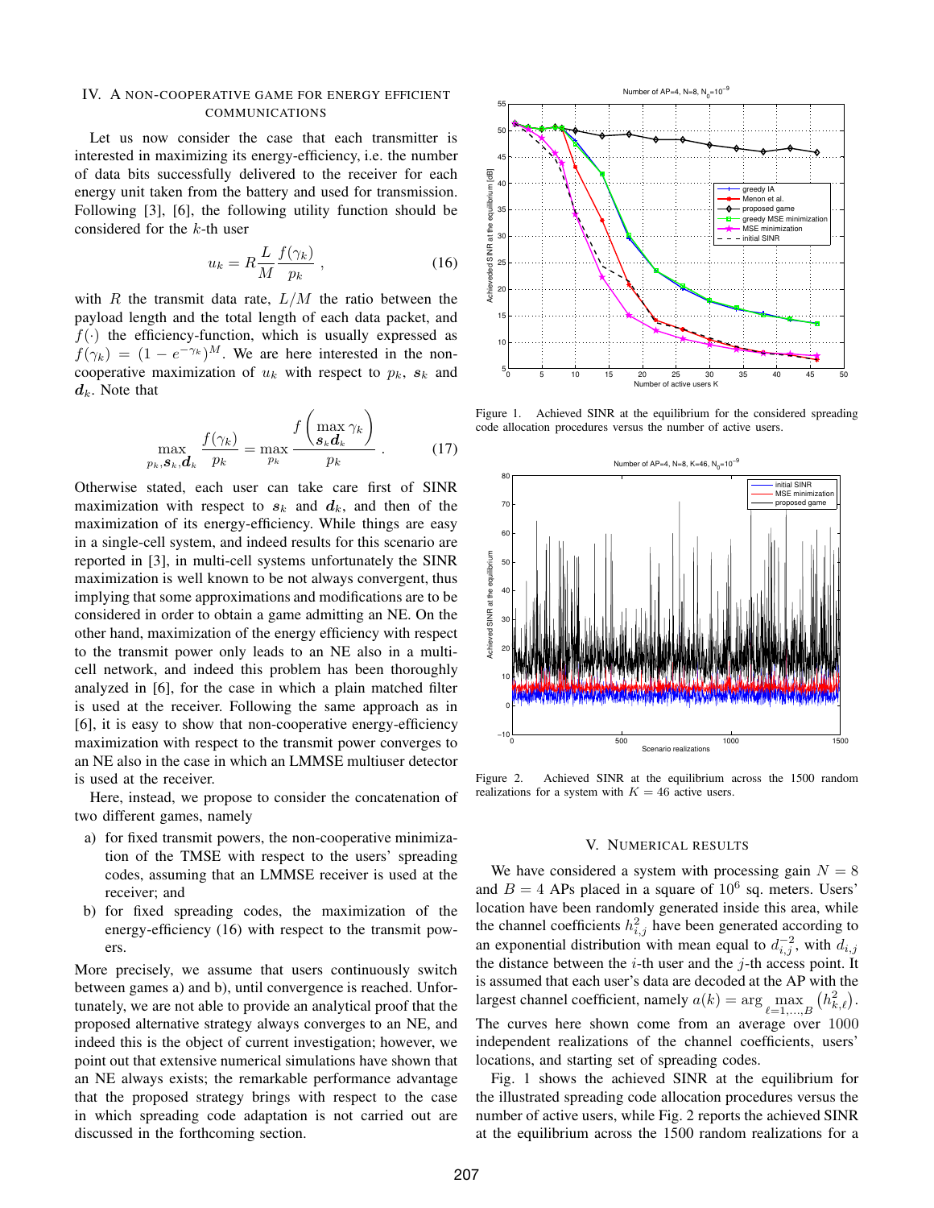## IV. A NON-COOPERATIVE GAME FOR ENERGY EFFICIENT COMMUNICATIONS

Let us now consider the case that each transmitter is interested in maximizing its energy-efficiency, i.e. the number of data bits successfully delivered to the receiver for each energy unit taken from the battery and used for transmission. Following [3], [6], the following utility function should be considered for the $k$-th user

$$u_k = R\frac{L}{M}\frac{f(\gamma_k)}{p_k} \ , \tag{16}$$

with $R$ the transmit data rate, $L/M$ the ratio between the payload length and the total length of each data packet, and $f(\cdot)$ the efficiency-function, which is usually expressed as $f(\gamma_k) = (1 - e^{-\gamma_k})^M$. We are here interested in the non-cooperative maximization of $u_k$ with respect to $p_k$, $\boldsymbol{s}_k$ and $\boldsymbol{d}_k$. Note that

$$\max_{p_k, \boldsymbol{s}_k, \boldsymbol{d}_k} \frac{f(\gamma_k)}{p_k} = \max_{p_k} \frac{f\left(\max\limits_{\boldsymbol{s}_k \boldsymbol{d}_k} \gamma_k\right)}{p_k} \ . \tag{17}$$

Otherwise stated, each user can take care first of SINR maximization with respect to $\boldsymbol{s}_k$ and $\boldsymbol{d}_k$, and then of the maximization of its energy-efficiency. While things are easy in a single-cell system, and indeed results for this scenario are reported in [3], in multi-cell systems unfortunately the SINR maximization is well known to be not always convergent, thus implying that some approximations and modifications are to be considered in order to obtain a game admitting an NE. On the other hand, maximization of the energy efficiency with respect to the transmit power only leads to an NE also in a multi-cell network, and indeed this problem has been thoroughly analyzed in [6], for the case in which a plain matched filter is used at the receiver. Following the same approach as in [6], it is easy to show that non-cooperative energy-efficiency maximization with respect to the transmit power converges to an NE also in the case in which an LMMSE multiuser detector is used at the receiver.

Here, instead, we propose to consider the concatenation of two different games, namely

a) for fixed transmit powers, the non-cooperative minimization of the TMSE with respect to the users' spreading codes, assuming that an LMMSE receiver is used at the receiver; and
b) for fixed spreading codes, the maximization of the energy-efficiency (16) with respect to the transmit powers.

More precisely, we assume that users continuously switch between games a) and b), until convergence is reached. Unfortunately, we are not able to provide an analytical proof that the proposed alternative strategy always converges to an NE, and indeed this is the object of current investigation; however, we point out that extensive numerical simulations have shown that an NE always exists; the remarkable performance advantage that the proposed strategy brings with respect to the case in which spreading code adaptation is not carried out are discussed in the forthcoming section.

Figure 1. Achieved SINR at the equilibrium for the considered spreading code allocation procedures versus the number of active users.

Figure 2. Achieved SINR at the equilibrium across the 1500 random realizations for a system with $K = 46$ active users.

## V. NUMERICAL RESULTS

We have considered a system with processing gain $N = 8$ and $B = 4$ APs placed in a square of $10^6$ sq. meters. Users' location have been randomly generated inside this area, while the channel coefficients $h_{i,j}^2$ have been generated according to an exponential distribution with mean equal to $d_{i,j}^{-2}$, with $d_{i,j}$ the distance between the $i$-th user and the $j$-th access point. It is assumed that each user's data are decoded at the AP with the largest channel coefficient, namely $a(k) = \arg \max\limits_{\ell=1,\ldots,B} \left(h_{k,\ell}^2\right)$. The curves here shown come from an average over 1000 independent realizations of the channel coefficients, users' locations, and starting set of spreading codes.

Fig. 1 shows the achieved SINR at the equilibrium for the illustrated spreading code allocation procedures versus the number of active users, while Fig. 2 reports the achieved SINR at the equilibrium across the 1500 random realizations for a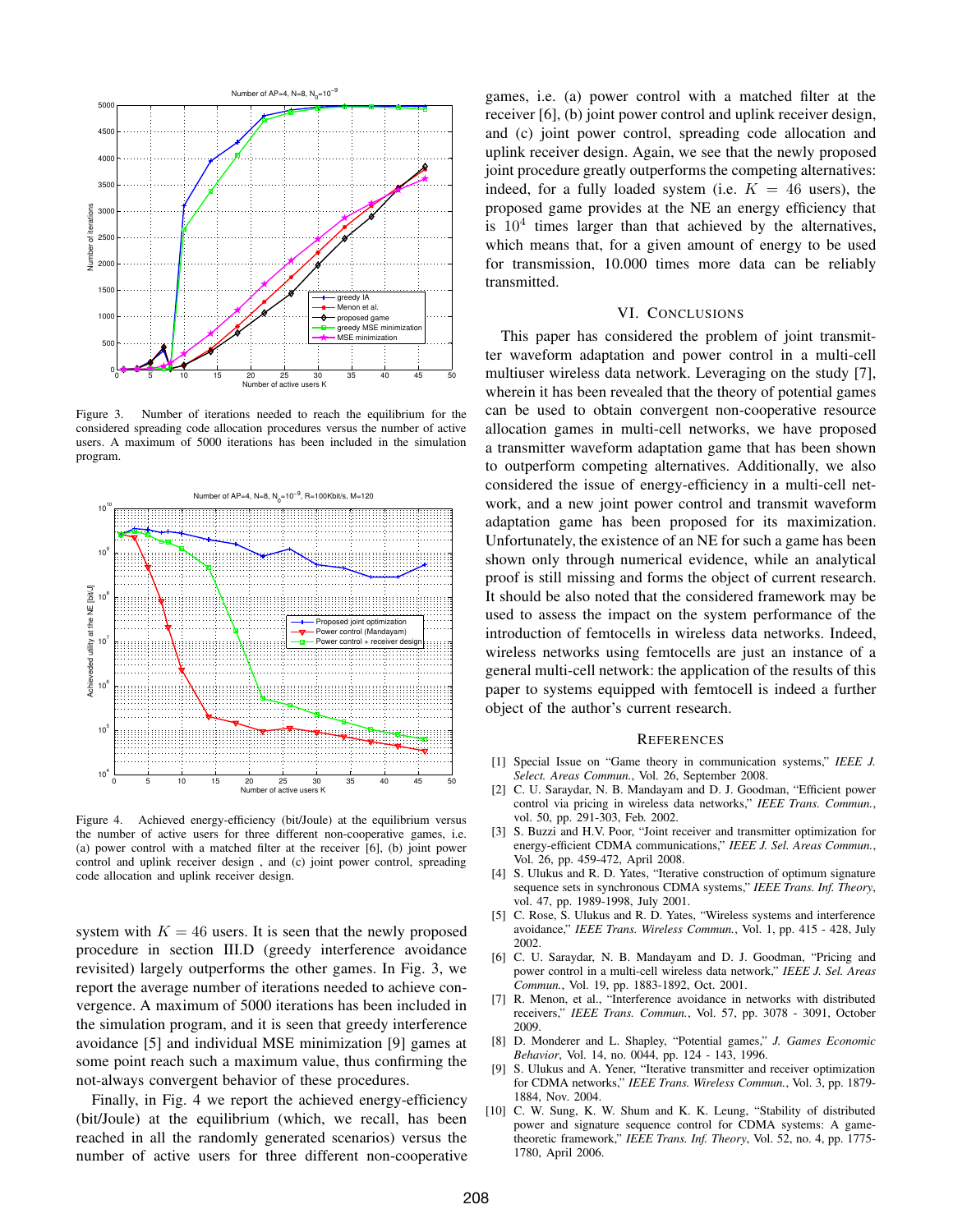Number of AP=4, N=8, $N_0=10^{-9}$

Number of iterations

5000
4500
4000
3500
3000
2500
2000
1500
1000
500
0

0 5 10 15 20 25 30 35 40 45 50

Number of active users K

greedy IA
Menon et al.
proposed game
greedy MSE minimization
MSE minimization

Figure 3. Number of iterations needed to reach the equilibrium for the considered spreading code allocation procedures versus the number of active users. A maximum of 5000 iterations has been included in the simulation program.

Number of AP=4, N=8, $N_0=10^{-9}$, R=100Kbit/s, M=120

Achieved utility at the NE [bit/J]

$10^{10}$
$10^{9}$
$10^{8}$
$10^{7}$
$10^{6}$
$10^{5}$
$10^{4}$

0 5 10 15 20 25 30 35 40 45 50

Number of active users K

Proposed joint optimization
Power control (Mandayam)
Power control + receiver design

Figure 4. Achieved energy-efficiency (bit/Joule) at the equilibrium versus the number of active users for three different non-cooperative games, i.e. (a) power control with a matched filter at the receiver [6], (b) joint power control and uplink receiver design , and (c) joint power control, spreading code allocation and uplink receiver design.

system with $K = 46$ users. It is seen that the newly proposed procedure in section III.D (greedy interference avoidance revisited) largely outperforms the other games. In Fig. 3, we report the average number of iterations needed to achieve convergence. A maximum of 5000 iterations has been included in the simulation program, and it is seen that greedy interference avoidance [5] and individual MSE minimization [9] games at some point reach such a maximum value, thus confirming the not-always convergent behavior of these procedures.

Finally, in Fig. 4 we report the achieved energy-efficiency (bit/Joule) at the equilibrium (which, we recall, has been reached in all the randomly generated scenarios) versus the number of active users for three different non-cooperative games, i.e. (a) power control with a matched filter at the receiver [6], (b) joint power control and uplink receiver design, and (c) joint power control, spreading code allocation and uplink receiver design. Again, we see that the newly proposed joint procedure greatly outperforms the competing alternatives: indeed, for a fully loaded system (i.e. $K = 46$ users), the proposed game provides at the NE an energy efficiency that is $10^4$ times larger than that achieved by the alternatives, which means that, for a given amount of energy to be used for transmission, 10.000 times more data can be reliably transmitted.

## VI. Conclusions

This paper has considered the problem of joint transmitter waveform adaptation and power control in a multi-cell multiuser wireless data network. Leveraging on the study [7], wherein it has been revealed that the theory of potential games can be used to obtain convergent non-cooperative resource allocation games in multi-cell networks, we have proposed a transmitter waveform adaptation game that has been shown to outperform competing alternatives. Additionally, we also considered the issue of energy-efficiency in a multi-cell network, and a new joint power control and transmit waveform adaptation game has been proposed for its maximization. Unfortunately, the existence of an NE for such a game has been shown only through numerical evidence, while an analytical proof is still missing and forms the object of current research. It should be also noted that the considered framework may be used to assess the impact on the system performance of the introduction of femtocells in wireless data networks. Indeed, wireless networks using femtocells are just an instance of a general multi-cell network: the application of the results of this paper to systems equipped with femtocell is indeed a further object of the author's current research.

## References

[1] Special Issue on "Game theory in communication systems," *IEEE J. Select. Areas Commun.*, Vol. 26, September 2008.

[2] C. U. Saraydar, N. B. Mandayam and D. J. Goodman, "Efficient power control via pricing in wireless data networks," *IEEE Trans. Commun.*, vol. 50, pp. 291-303, Feb. 2002.

[3] S. Buzzi and H.V. Poor, "Joint receiver and transmitter optimization for energy-efficient CDMA communications," *IEEE J. Sel. Areas Commun.*, Vol. 26, pp. 459-472, April 2008.

[4] S. Ulukus and R. D. Yates, "Iterative construction of optimum signature sequence sets in synchronous CDMA systems," *IEEE Trans. Inf. Theory*, vol. 47, pp. 1989-1998, July 2001.

[5] C. Rose, S. Ulukus and R. D. Yates, "Wireless systems and interference avoidance," *IEEE Trans. Wireless Commun.*, Vol. 1, pp. 415 - 428, July 2002.

[6] C. U. Saraydar, N. B. Mandayam and D. J. Goodman, "Pricing and power control in a multi-cell wireless data network," *IEEE J. Sel. Areas Commun.*, Vol. 19, pp. 1883-1892, Oct. 2001.

[7] R. Menon, et al., "Interference avoidance in networks with distributed receivers," *IEEE Trans. Commun.*, Vol. 57, pp. 3078 - 3091, October 2009.

[8] D. Monderer and L. Shapley, "Potential games," *J. Games Economic Behavior*, Vol. 14, no. 0044, pp. 124 - 143, 1996.

[9] S. Ulukus and A. Yener, "Iterative transmitter and receiver optimization for CDMA networks," *IEEE Trans. Wireless Commun.*, Vol. 3, pp. 1879-1884, Nov. 2004.

[10] C. W. Sung, K. W. Shum and K. K. Leung, "Stability of distributed power and signature sequence control for CDMA systems: A game-theoretic framework," *IEEE Trans. Inf. Theory*, Vol. 52, no. 4, pp. 1775-1780, April 2006.